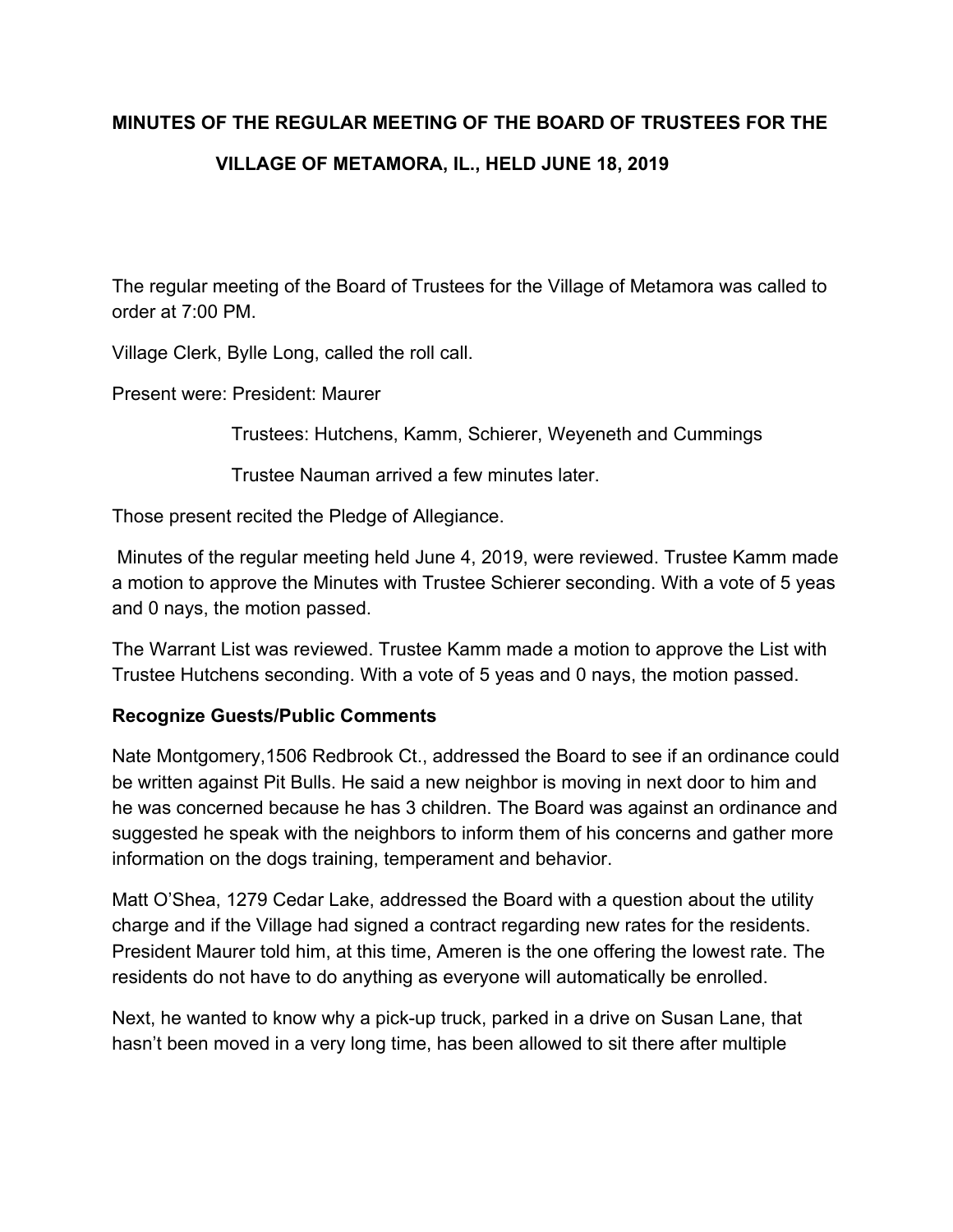**MINUTES OF THE REGULAR MEETING OF THE BOARD OF TRUSTEES FOR THE VILLAGE OF METAMORA, IL., HELD JUNE 18, 2019**

The regular meeting of the Board of Trustees for the Village of Metamora was called to order at 7:00 PM.

Village Clerk, Bylle Long, called the roll call.

Present were: President: Maurer

Trustees: Hutchens, Kamm, Schierer, Weyeneth and Cummings

Trustee Nauman arrived a few minutes later.

Those present recited the Pledge of Allegiance.

Minutes of the regular meeting held June 4, 2019, were reviewed. Trustee Kamm made a motion to approve the Minutes with Trustee Schierer seconding. With a vote of 5 yeas and 0 nays, the motion passed.

The Warrant List was reviewed. Trustee Kamm made a motion to approve the List with Trustee Hutchens seconding. With a vote of 5 yeas and 0 nays, the motion passed.

**Recognize Guests/Public Comments**

Nate Montgomery,1506 Redbrook Ct., addressed the Board to see if an ordinance could be written against Pit Bulls. He said a new neighbor is moving in next door to him and he was concerned because he has 3 children. The Board was against an ordinance and suggested he speak with the neighbors to inform them of his concerns and gather more information on the dogs training, temperament and behavior.

Matt O'Shea, 1279 Cedar Lake, addressed the Board with a question about the utility charge and if the Village had signed a contract regarding new rates for the residents. President Maurer told him, at this time, Ameren is the one offering the lowest rate. The residents do not have to do anything as everyone will automatically be enrolled.

Next, he wanted to know why a pick-up truck, parked in a drive on Susan Lane, that hasn't been moved in a very long time, has been allowed to sit there after multiple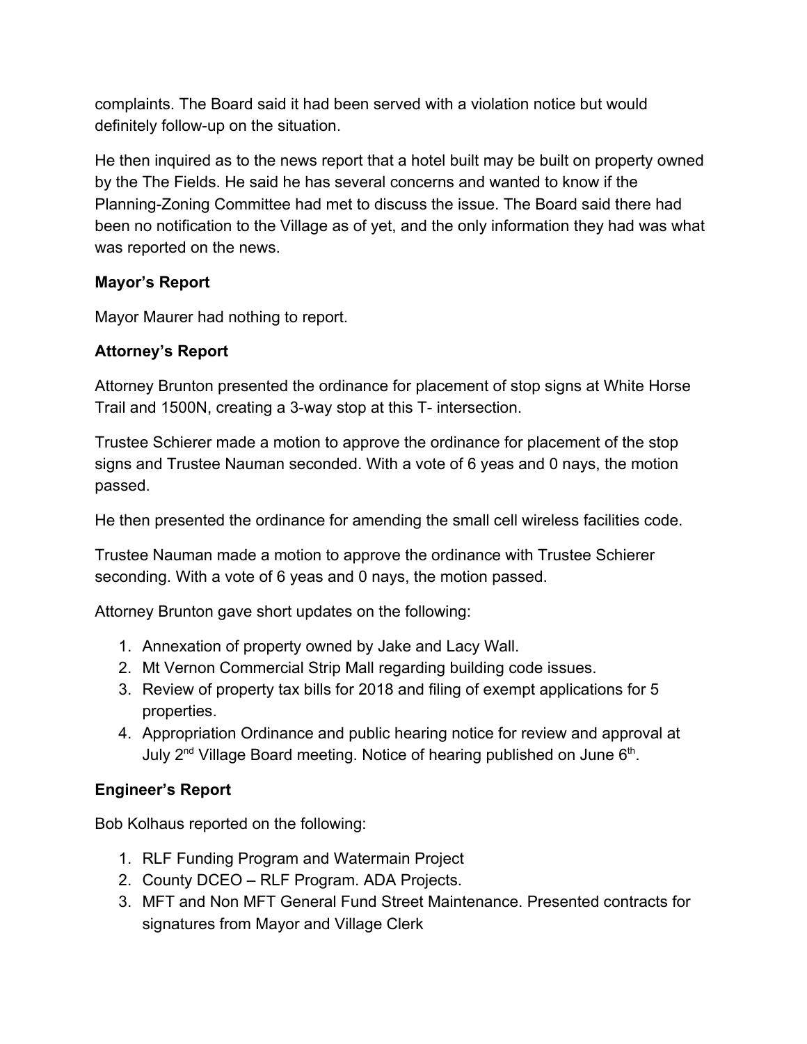complaints. The Board said it had been served with a violation notice but would definitely follow-up on the situation.

He then inquired as to the news report that a hotel built may be built on property owned by the The Fields. He said he has several concerns and wanted to know if the Planning-Zoning Committee had met to discuss the issue. The Board said there had been no notification to the Village as of yet, and the only information they had was what was reported on the news.

**Mayor's Report**

Mayor Maurer had nothing to report.

**Attorney's Report**

Attorney Brunton presented the ordinance for placement of stop signs at White Horse Trail and 1500N, creating a 3-way stop at this T- intersection.

Trustee Schierer made a motion to approve the ordinance for placement of the stop signs and Trustee Nauman seconded. With a vote of 6 yeas and 0 nays, the motion passed.

He then presented the ordinance for amending the small cell wireless facilities code.

Trustee Nauman made a motion to approve the ordinance with Trustee Schierer seconding. With a vote of 6 yeas and 0 nays, the motion passed.

Attorney Brunton gave short updates on the following:

1. Annexation of property owned by Jake and Lacy Wall.
2. Mt Vernon Commercial Strip Mall regarding building code issues.
3. Review of property tax bills for 2018 and filing of exempt applications for 5 properties.
4. Appropriation Ordinance and public hearing notice for review and approval at July 2nd Village Board meeting. Notice of hearing published on June 6th.

**Engineer's Report**

Bob Kolhaus reported on the following:

1. RLF Funding Program and Watermain Project
2. County DCEO – RLF Program. ADA Projects.
3. MFT and Non MFT General Fund Street Maintenance. Presented contracts for signatures from Mayor and Village Clerk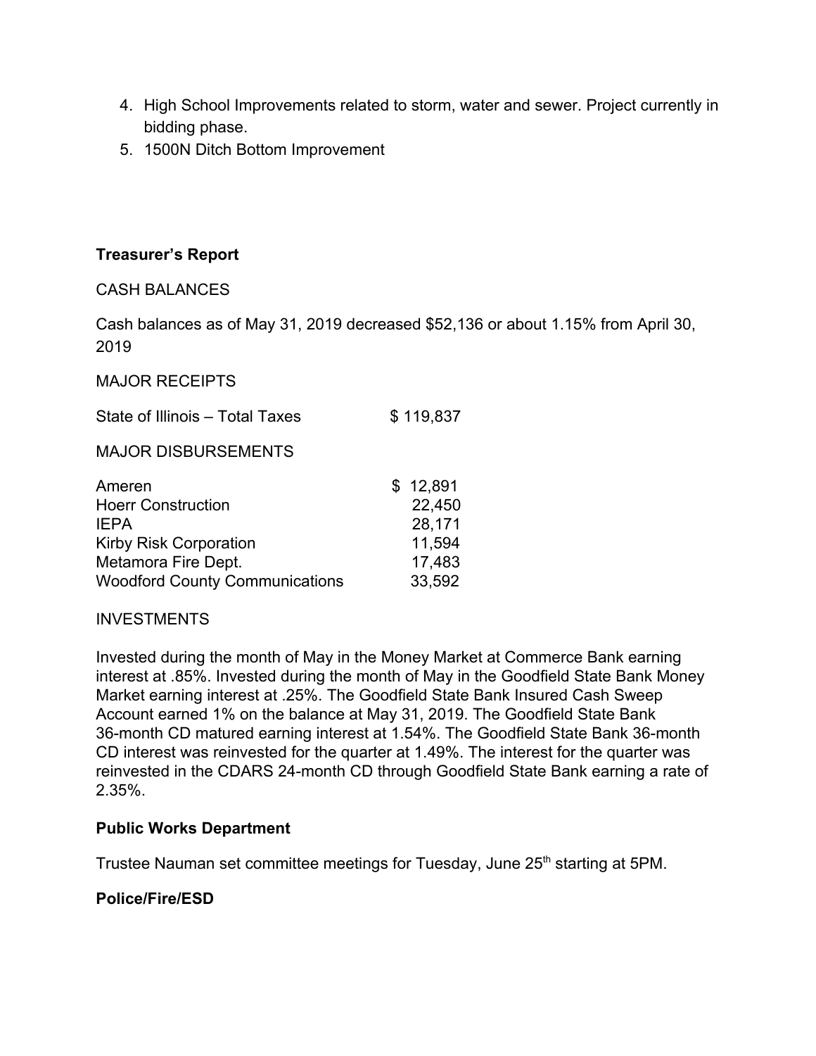4. High School Improvements related to storm, water and sewer. Project currently in bidding phase.
5. 1500N Ditch Bottom Improvement

**Treasurer's Report**

CASH BALANCES

Cash balances as of May 31, 2019 decreased $52,136 or about 1.15% from April 30, 2019

MAJOR RECEIPTS

| | |
|---|---|
| State of Illinois – Total Taxes | $ 119,837 |

MAJOR DISBURSEMENTS

| | |
|---|---|
| Ameren | $ 12,891 |
| Hoerr Construction | 22,450 |
| IEPA | 28,171 |
| Kirby Risk Corporation | 11,594 |
| Metamora Fire Dept. | 17,483 |
| Woodford County Communications | 33,592 |

INVESTMENTS

Invested during the month of May in the Money Market at Commerce Bank earning interest at .85%. Invested during the month of May in the Goodfield State Bank Money Market earning interest at .25%. The Goodfield State Bank Insured Cash Sweep Account earned 1% on the balance at May 31, 2019. The Goodfield State Bank 36-month CD matured earning interest at 1.54%. The Goodfield State Bank 36-month CD interest was reinvested for the quarter at 1.49%. The interest for the quarter was reinvested in the CDARS 24-month CD through Goodfield State Bank earning a rate of 2.35%.

**Public Works Department**

Trustee Nauman set committee meetings for Tuesday, June 25th starting at 5PM.

**Police/Fire/ESD**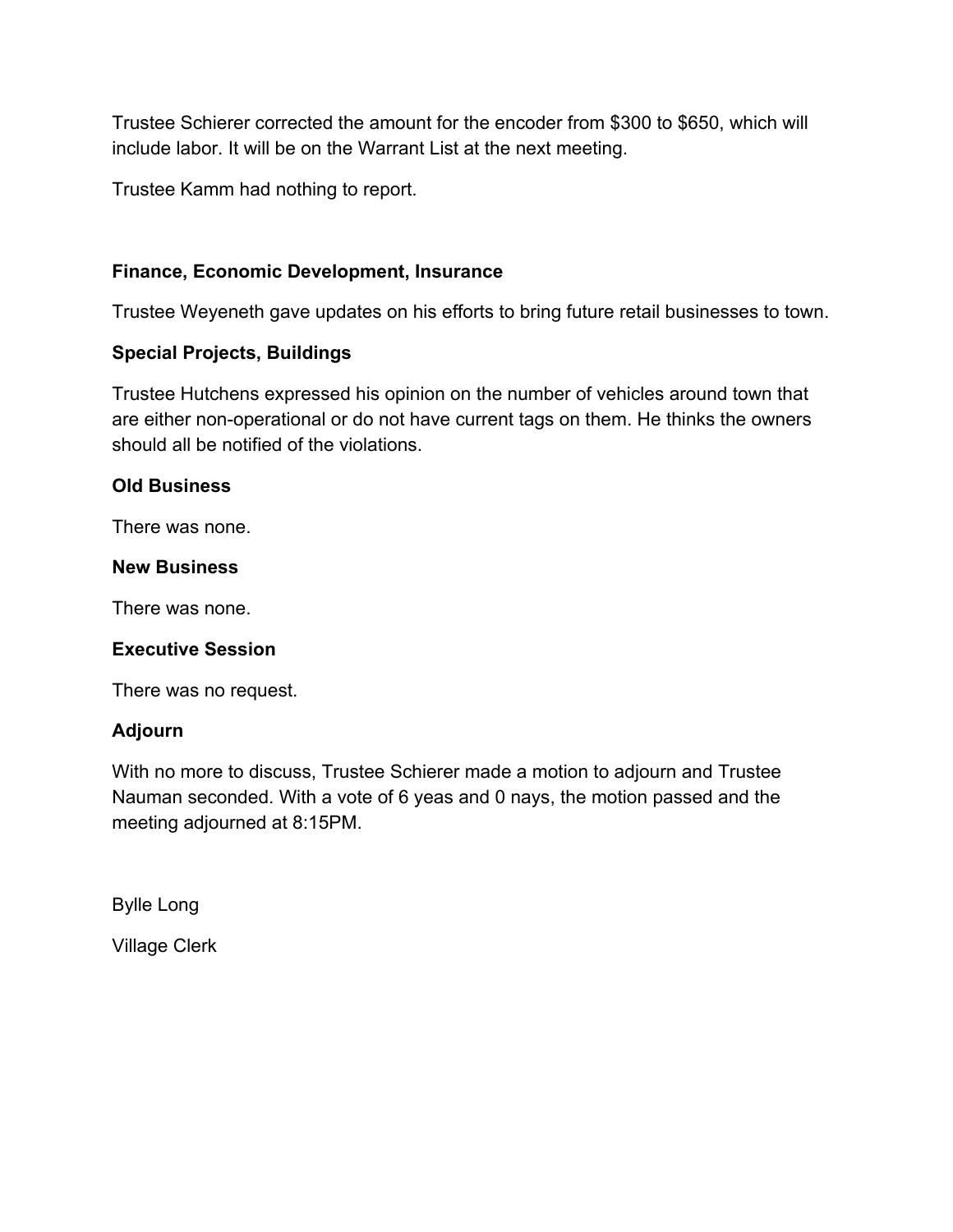Trustee Schierer corrected the amount for the encoder from $300 to $650, which will include labor. It will be on the Warrant List at the next meeting.

Trustee Kamm had nothing to report.

**Finance, Economic Development, Insurance**

Trustee Weyeneth gave updates on his efforts to bring future retail businesses to town.

**Special Projects, Buildings**

Trustee Hutchens expressed his opinion on the number of vehicles around town that are either non-operational or do not have current tags on them. He thinks the owners should all be notified of the violations.

**Old Business**

There was none.

**New Business**

There was none.

**Executive Session**

There was no request.

**Adjourn**

With no more to discuss, Trustee Schierer made a motion to adjourn and Trustee Nauman seconded. With a vote of 6 yeas and 0 nays, the motion passed and the meeting adjourned at 8:15PM.

Bylle Long

Village Clerk